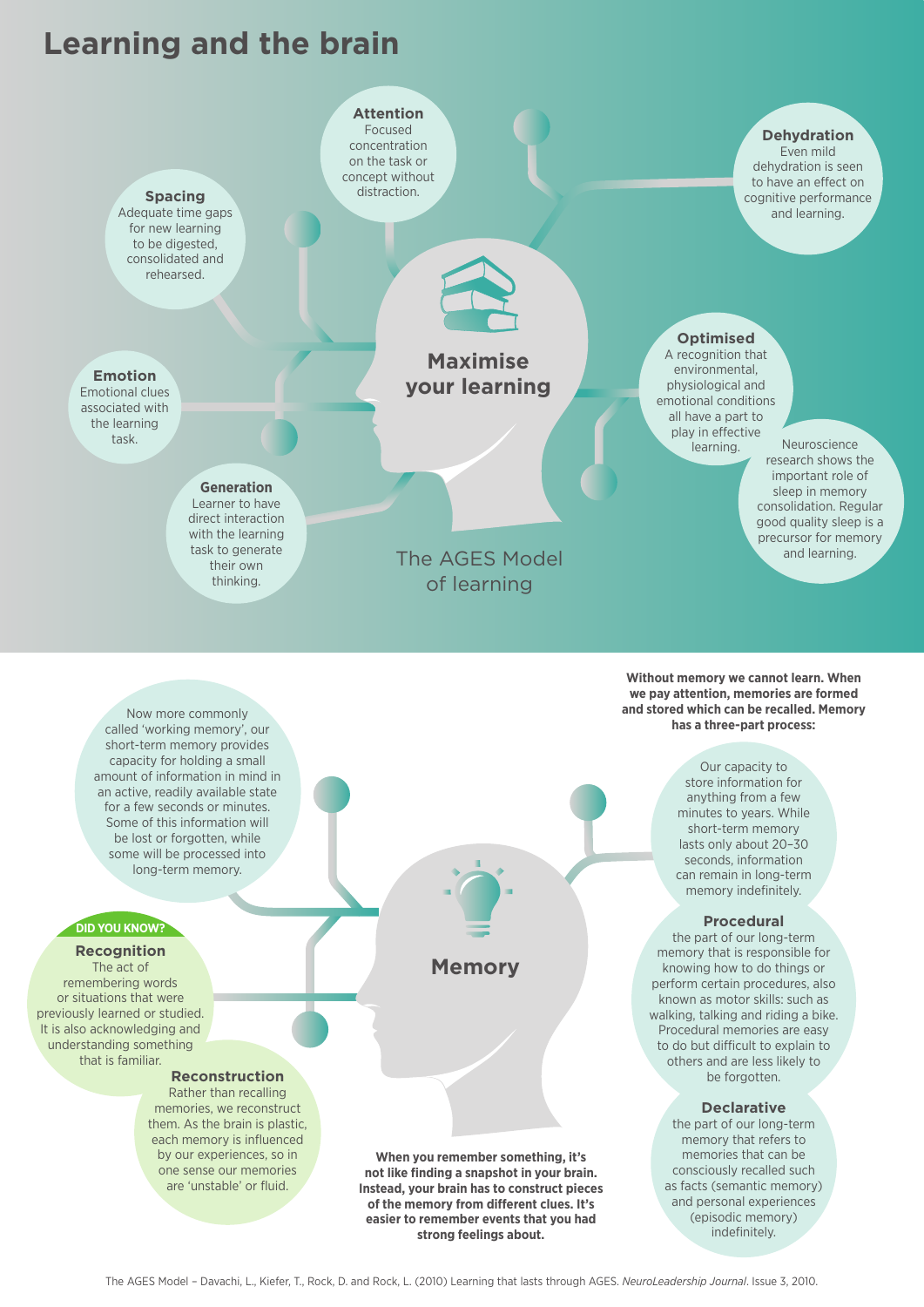# Learning and the brain

## Maximise your learning

**Attention**
Focused concentration on the task or concept without distraction.

**Spacing**
Adequate time gaps for new learning to be digested, consolidated and rehearsed.

**Emotion**
Emotional clues associated with the learning task.

**Generation**
Learner to have direct interaction with the learning task to generate their own thinking.

**Dehydration**
Even mild dehydration is seen to have an effect on cognitive performance and learning.

**Optimised**
A recognition that environmental, physiological and emotional conditions all have a part to play in effective learning.

Neuroscience research shows the important role of sleep in memory consolidation. Regular good quality sleep is a precursor for memory and learning.

The AGES Model of learning

## Memory

**Without memory we cannot learn. When we pay attention, memories are formed and stored which can be recalled. Memory has a three-part process:**

Now more commonly called 'working memory', our short-term memory provides capacity for holding a small amount of information in mind in an active, readily available state for a few seconds or minutes. Some of this information will be lost or forgotten, while some will be processed into long-term memory.

Our capacity to store information for anything from a few minutes to years. While short-term memory lasts only about 20–30 seconds, information can remain in long-term memory indefinitely.

**Procedural**
the part of our long-term memory that is responsible for knowing how to do things or perform certain procedures, also known as motor skills: such as walking, talking and riding a bike. Procedural memories are easy to do but difficult to explain to others and are less likely to be forgotten.

**Declarative**
the part of our long-term memory that refers to memories that can be consciously recalled such as facts (semantic memory) and personal experiences (episodic memory) indefinitely.

**DID YOU KNOW?**

**Recognition**
The act of remembering words or situations that were previously learned or studied. It is also acknowledging and understanding something that is familiar.

**Reconstruction**
Rather than recalling memories, we reconstruct them. As the brain is plastic, each memory is influenced by our experiences, so in one sense our memories are 'unstable' or fluid.

**When you remember something, it's not like finding a snapshot in your brain. Instead, your brain has to construct pieces of the memory from different clues. It's easier to remember events that you had strong feelings about.**

The AGES Model – Davachi, L., Kiefer, T., Rock, D. and Rock, L. (2010) Learning that lasts through AGES. *NeuroLeadership Journal*. Issue 3, 2010.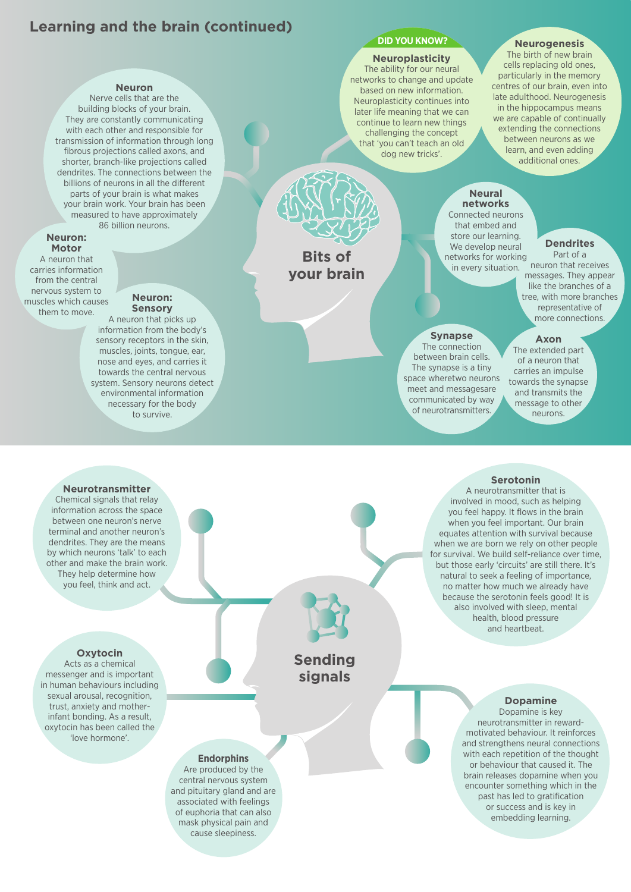# Learning and the brain (continued)

## Bits of your brain

### Neuron
Nerve cells that are the building blocks of your brain. They are constantly communicating with each other and responsible for transmission of information through long fibrous projections called axons, and shorter, branch-like projections called dendrites. The connections between the billions of neurons in all the different parts of your brain is what makes your brain work. Your brain has been measured to have approximately 86 billion neurons.

### Neuron: Motor
A neuron that carries information from the central nervous system to muscles which causes them to move.

### Neuron: Sensory
A neuron that picks up information from the body's sensory receptors in the skin, muscles, joints, tongue, ear, nose and eyes, and carries it towards the central nervous system. Sensory neurons detect environmental information necessary for the body to survive.

**DID YOU KNOW?**

### Neuroplasticity
The ability for our neural networks to change and update based on new information. Neuroplasticity continues into later life meaning that we can continue to learn new things challenging the concept that 'you can't teach an old dog new tricks'.

### Neurogenesis
The birth of new brain cells replacing old ones, particularly in the memory centres of our brain, even into late adulthood. Neurogenesis in the hippocampus means we are capable of continually extending the connections between neurons as we learn, and even adding additional ones.

### Neural networks
Connected neurons that embed and store our learning. We develop neural networks for working in every situation.

### Dendrites
Part of a neuron that receives messages. They appear like the branches of a tree, with more branches representative of more connections.

### Synapse
The connection between brain cells. The synapse is a tiny space wheretwo neurons meet and messagesare communicated by way of neurotransmitters.

### Axon
The extended part of a neuron that carries an impulse towards the synapse and transmits the message to other neurons.

## Sending signals

### Neurotransmitter
Chemical signals that relay information across the space between one neuron's nerve terminal and another neuron's dendrites. They are the means by which neurons 'talk' to each other and make the brain work. They help determine how you feel, think and act.

### Oxytocin
Acts as a chemical messenger and is important in human behaviours including sexual arousal, recognition, trust, anxiety and mother-infant bonding. As a result, oxytocin has been called the 'love hormone'.

### Endorphins
Are produced by the central nervous system and pituitary gland and are associated with feelings of euphoria that can also mask physical pain and cause sleepiness.

### Serotonin
A neurotransmitter that is involved in mood, such as helping you feel happy. It flows in the brain when you feel important. Our brain equates attention with survival because when we are born we rely on other people for survival. We build self-reliance over time, but those early 'circuits' are still there. It's natural to seek a feeling of importance, no matter how much we already have because the serotonin feels good! It is also involved with sleep, mental health, blood pressure and heartbeat.

### Dopamine
Dopamine is key neurotransmitter in reward-motivated behaviour. It reinforces and strengthens neural connections with each repetition of the thought or behaviour that caused it. The brain releases dopamine when you encounter something which in the past has led to gratification or success and is key in embedding learning.